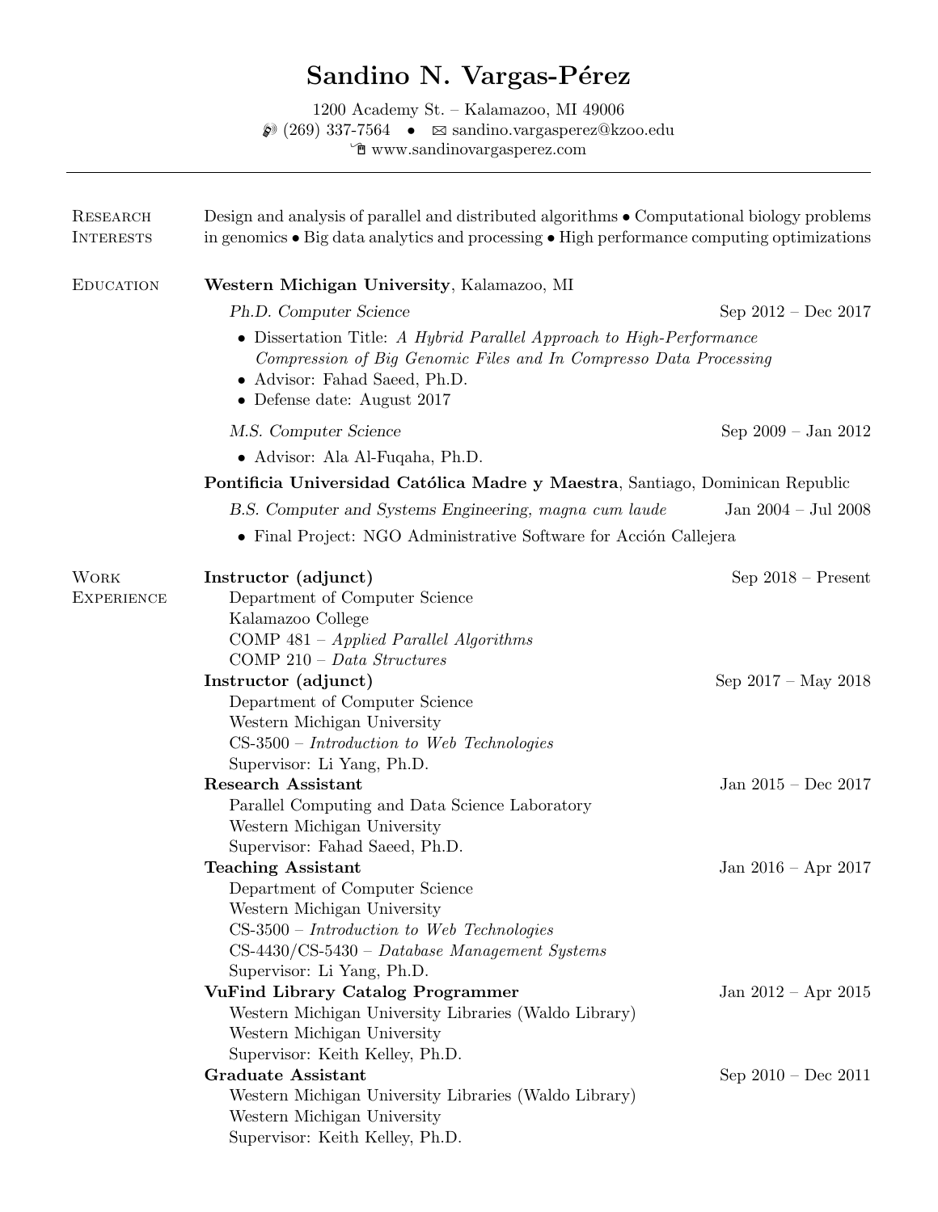# Sandino N. Vargas-Pérez

1200 Academy St. – Kalamazoo, MI 49006
(269) 337-7564 • sandino.vargasperez@kzoo.edu
www.sandinovargasperez.com

---

## Research Interests

Design and analysis of parallel and distributed algorithms • Computational biology problems in genomics • Big data analytics and processing • High performance computing optimizations

## Education

**Western Michigan University**, Kalamazoo, MI

*Ph.D. Computer Science* — Sep 2012 – Dec 2017

- Dissertation Title: *A Hybrid Parallel Approach to High-Performance Compression of Big Genomic Files and In Compresso Data Processing*
- Advisor: Fahad Saeed, Ph.D.
- Defense date: August 2017

*M.S. Computer Science* — Sep 2009 – Jan 2012

- Advisor: Ala Al-Fuqaha, Ph.D.

**Pontificia Universidad Católica Madre y Maestra**, Santiago, Dominican Republic

*B.S. Computer and Systems Engineering, magna cum laude* — Jan 2004 – Jul 2008

- Final Project: NGO Administrative Software for Acción Callejera

## Work Experience

**Instructor (adjunct)** — Sep 2018 – Present
Department of Computer Science
Kalamazoo College
COMP 481 – *Applied Parallel Algorithms*
COMP 210 – *Data Structures*

**Instructor (adjunct)** — Sep 2017 – May 2018
Department of Computer Science
Western Michigan University
CS-3500 – *Introduction to Web Technologies*
Supervisor: Li Yang, Ph.D.

**Research Assistant** — Jan 2015 – Dec 2017
Parallel Computing and Data Science Laboratory
Western Michigan University
Supervisor: Fahad Saeed, Ph.D.

**Teaching Assistant** — Jan 2016 – Apr 2017
Department of Computer Science
Western Michigan University
CS-3500 – *Introduction to Web Technologies*
CS-4430/CS-5430 – *Database Management Systems*
Supervisor: Li Yang, Ph.D.

**VuFind Library Catalog Programmer** — Jan 2012 – Apr 2015
Western Michigan University Libraries (Waldo Library)
Western Michigan University
Supervisor: Keith Kelley, Ph.D.

**Graduate Assistant** — Sep 2010 – Dec 2011
Western Michigan University Libraries (Waldo Library)
Western Michigan University
Supervisor: Keith Kelley, Ph.D.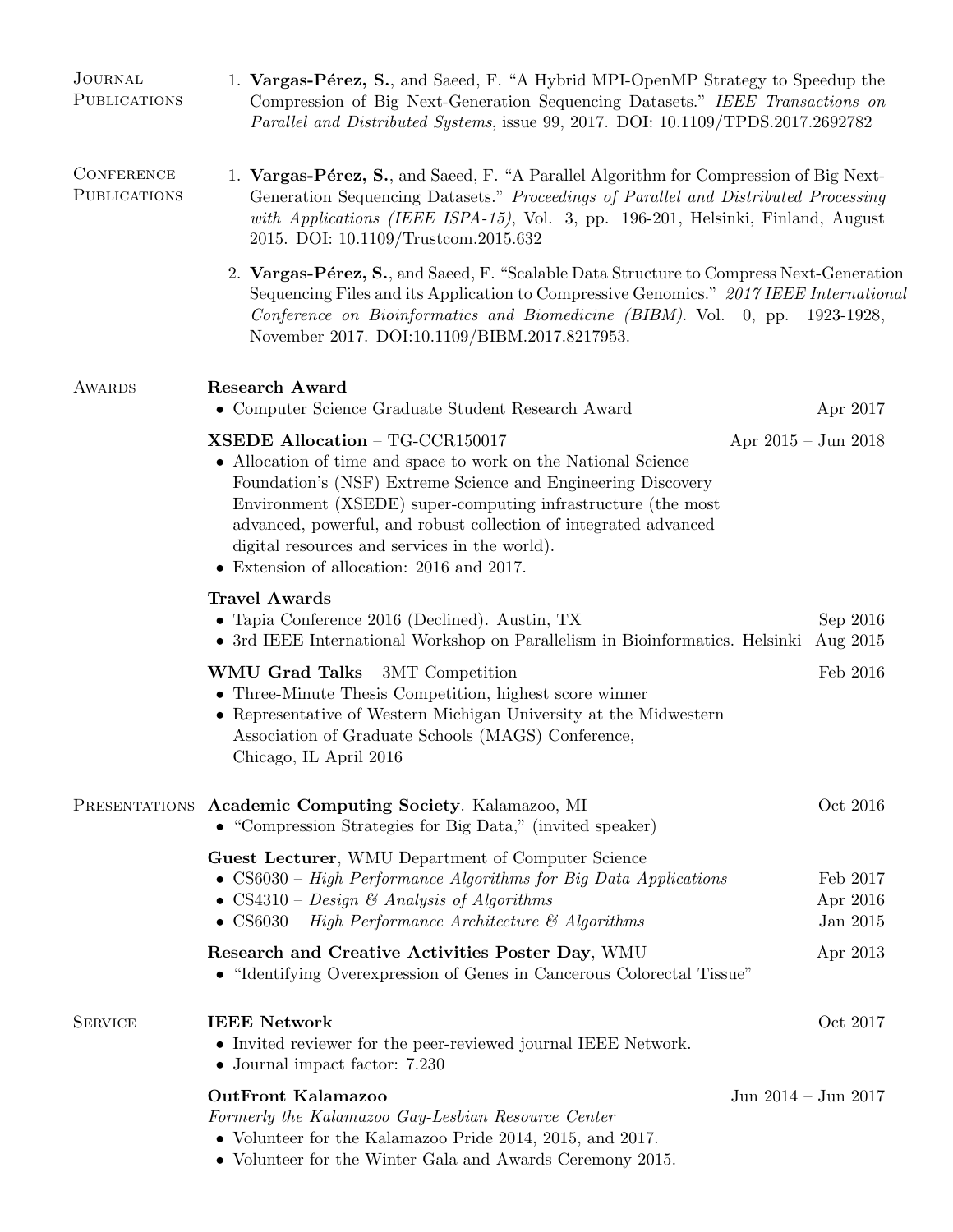## Journal Publications

1. **Vargas-Pérez, S.**, and Saeed, F. "A Hybrid MPI-OpenMP Strategy to Speedup the Compression of Big Next-Generation Sequencing Datasets." *IEEE Transactions on Parallel and Distributed Systems*, issue 99, 2017. DOI: 10.1109/TPDS.2017.2692782

## Conference Publications

1. **Vargas-Pérez, S.**, and Saeed, F. "A Parallel Algorithm for Compression of Big Next-Generation Sequencing Datasets." *Proceedings of Parallel and Distributed Processing with Applications (IEEE ISPA-15)*, Vol. 3, pp. 196-201, Helsinki, Finland, August 2015. DOI: 10.1109/Trustcom.2015.632

2. **Vargas-Pérez, S.**, and Saeed, F. "Scalable Data Structure to Compress Next-Generation Sequencing Files and its Application to Compressive Genomics." *2017 IEEE International Conference on Bioinformatics and Biomedicine (BIBM).* Vol. 0, pp. 1923-1928, November 2017. DOI:10.1109/BIBM.2017.8217953.

## Awards

**Research Award**
- Computer Science Graduate Student Research Award — Apr 2017

**XSEDE Allocation** – TG-CCR150017 — Apr 2015 – Jun 2018
- Allocation of time and space to work on the National Science Foundation's (NSF) Extreme Science and Engineering Discovery Environment (XSEDE) super-computing infrastructure (the most advanced, powerful, and robust collection of integrated advanced digital resources and services in the world).
- Extension of allocation: 2016 and 2017.

**Travel Awards**
- Tapia Conference 2016 (Declined). Austin, TX — Sep 2016
- 3rd IEEE International Workshop on Parallelism in Bioinformatics. Helsinki — Aug 2015

**WMU Grad Talks** – 3MT Competition — Feb 2016
- Three-Minute Thesis Competition, highest score winner
- Representative of Western Michigan University at the Midwestern Association of Graduate Schools (MAGS) Conference, Chicago, IL April 2016

## Presentations

**Academic Computing Society**. Kalamazoo, MI — Oct 2016
- "Compression Strategies for Big Data," (invited speaker)

**Guest Lecturer**, WMU Department of Computer Science
- CS6030 – *High Performance Algorithms for Big Data Applications* — Feb 2017
- CS4310 – *Design & Analysis of Algorithms* — Apr 2016
- CS6030 – *High Performance Architecture & Algorithms* — Jan 2015

**Research and Creative Activities Poster Day**, WMU — Apr 2013
- "Identifying Overexpression of Genes in Cancerous Colorectal Tissue"

## Service

**IEEE Network** — Oct 2017
- Invited reviewer for the peer-reviewed journal IEEE Network.
- Journal impact factor: 7.230

**OutFront Kalamazoo** — Jun 2014 – Jun 2017
*Formerly the Kalamazoo Gay-Lesbian Resource Center*
- Volunteer for the Kalamazoo Pride 2014, 2015, and 2017.
- Volunteer for the Winter Gala and Awards Ceremony 2015.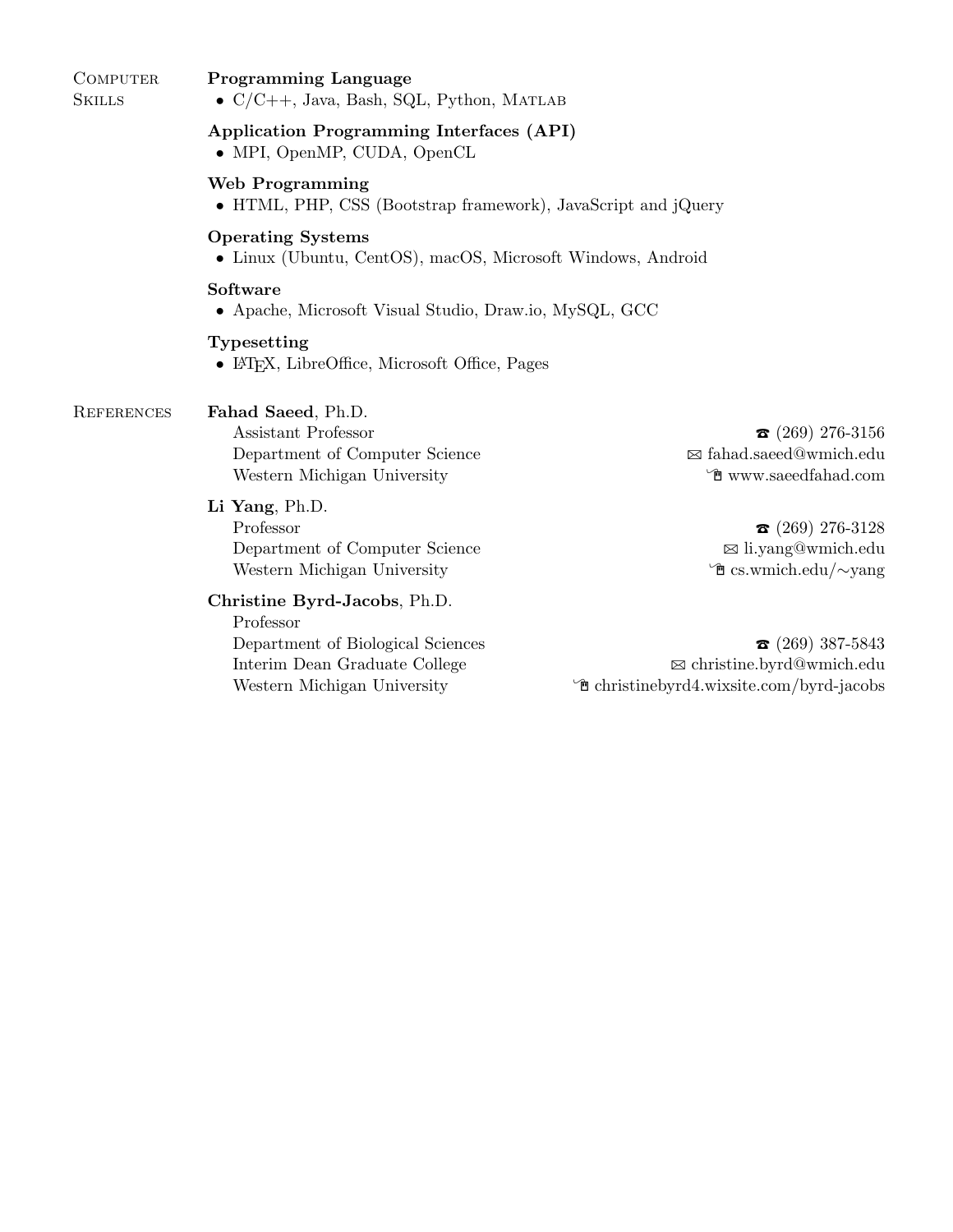## Computer Skills

### Programming Language
- C/C++, Java, Bash, SQL, Python, Matlab

### Application Programming Interfaces (API)
- MPI, OpenMP, CUDA, OpenCL

### Web Programming
- HTML, PHP, CSS (Bootstrap framework), JavaScript and jQuery

### Operating Systems
- Linux (Ubuntu, CentOS), macOS, Microsoft Windows, Android

### Software
- Apache, Microsoft Visual Studio, Draw.io, MySQL, GCC

### Typesetting
- LaTeX, LibreOffice, Microsoft Office, Pages

## References

**Fahad Saeed**, Ph.D.
Assistant Professor
Department of Computer Science
Western Michigan University
☎ (269) 276-3156
✉ fahad.saeed@wmich.edu
🖱 www.saeedfahad.com

**Li Yang**, Ph.D.
Professor
Department of Computer Science
Western Michigan University
☎ (269) 276-3128
✉ li.yang@wmich.edu
🖱 cs.wmich.edu/~yang

**Christine Byrd-Jacobs**, Ph.D.
Professor
Department of Biological Sciences
Interim Dean Graduate College
Western Michigan University
☎ (269) 387-5843
✉ christine.byrd@wmich.edu
🖱 christinebyrd4.wixsite.com/byrd-jacobs